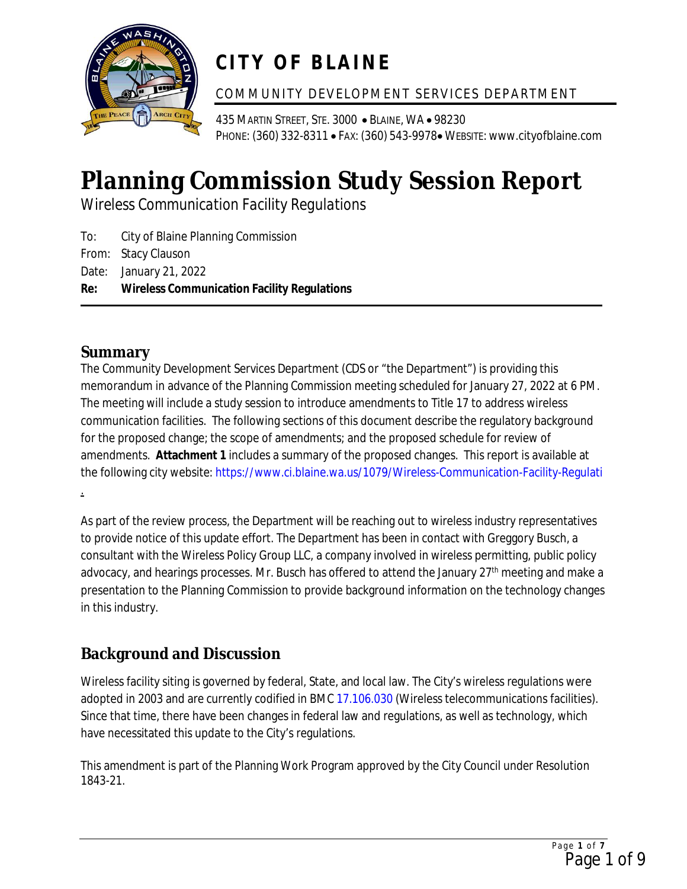# CITY OF BLAINE

COMMUNITY DEVELOPMENT SERVICES DEPARTMENT

435 MARTIN STREET, STE. 3000 • BLAINE, WA • 98230
PHONE: (360) 332-8311 • FAX: (360) 543-9978• WEBSITE: www.cityofblaine.com

# Planning Commission Study Session Report

*Wireless Communication Facility Regulations*

To: City of Blaine Planning Commission
From: Stacy Clauson
Date: January 21, 2022
**Re: Wireless Communication Facility Regulations**

## Summary

The Community Development Services Department (CDS or "the Department") is providing this memorandum in advance of the Planning Commission meeting scheduled for January 27, 2022 at 6 PM. The meeting will include a study session to introduce amendments to Title 17 to address wireless communication facilities. The following sections of this document describe the regulatory background for the proposed change; the scope of amendments; and the proposed schedule for review of amendments. **Attachment 1** includes a summary of the proposed changes. This report is available at the following city website: https://www.ci.blaine.wa.us/1079/Wireless-Communication-Facility-Regulati.

As part of the review process, the Department will be reaching out to wireless industry representatives to provide notice of this update effort. The Department has been in contact with Greggory Busch, a consultant with the Wireless Policy Group LLC, a company involved in wireless permitting, public policy advocacy, and hearings processes. Mr. Busch has offered to attend the January 27th meeting and make a presentation to the Planning Commission to provide background information on the technology changes in this industry.

## Background and Discussion

Wireless facility siting is governed by federal, State, and local law. The City's wireless regulations were adopted in 2003 and are currently codified in BMC 17.106.030 (Wireless telecommunications facilities). Since that time, there have been changes in federal law and regulations, as well as technology, which have necessitated this update to the City's regulations.

This amendment is part of the Planning Work Program approved by the City Council under Resolution 1843-21.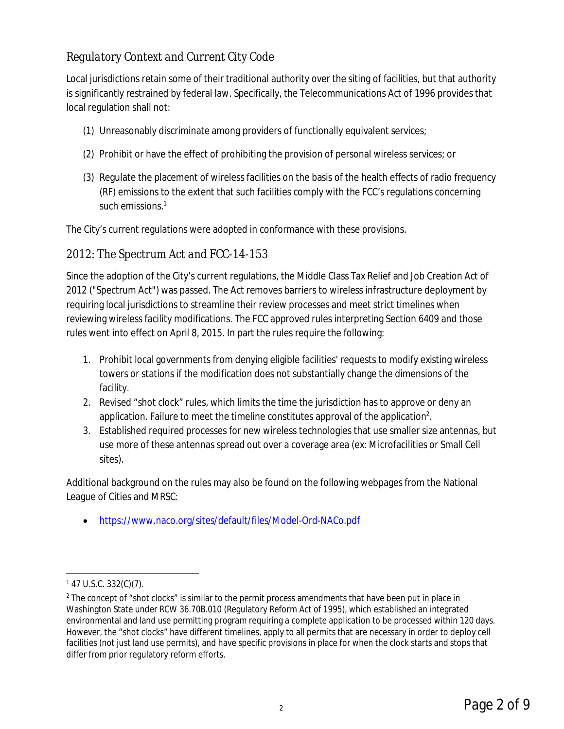## Regulatory Context and Current City Code

Local jurisdictions retain some of their traditional authority over the siting of facilities, but that authority is significantly restrained by federal law. Specifically, the Telecommunications Act of 1996 provides that local regulation shall not:

(1) Unreasonably discriminate among providers of functionally equivalent services;

(2) Prohibit or have the effect of prohibiting the provision of personal wireless services; or

(3) Regulate the placement of wireless facilities on the basis of the health effects of radio frequency (RF) emissions to the extent that such facilities comply with the FCC's regulations concerning such emissions.[1]

The City's current regulations were adopted in conformance with these provisions.

## 2012: The Spectrum Act and FCC-14-153

Since the adoption of the City's current regulations, the Middle Class Tax Relief and Job Creation Act of 2012 ("Spectrum Act") was passed. The Act removes barriers to wireless infrastructure deployment by requiring local jurisdictions to streamline their review processes and meet strict timelines when reviewing wireless facility modifications. The FCC approved rules interpreting Section 6409 and those rules went into effect on April 8, 2015. In part the rules require the following:

1. Prohibit local governments from denying eligible facilities' requests to modify existing wireless towers or stations if the modification does not substantially change the dimensions of the facility.
2. Revised "shot clock" rules, which limits the time the jurisdiction has to approve or deny an application. Failure to meet the timeline constitutes approval of the application[2].
3. Established required processes for new wireless technologies that use smaller size antennas, but use more of these antennas spread out over a coverage area (ex: Microfacilities or Small Cell sites).

Additional background on the rules may also be found on the following webpages from the National League of Cities and MRSC:

- https://www.naco.org/sites/default/files/Model-Ord-NACo.pdf

---

[1] 47 U.S.C. 332(C)(7).

[2] The concept of "shot clocks" is similar to the permit process amendments that have been put in place in Washington State under RCW 36.70B.010 (Regulatory Reform Act of 1995), which established an integrated environmental and land use permitting program requiring a complete application to be processed within 120 days. However, the "shot clocks" have different timelines, apply to all permits that are necessary in order to deploy cell facilities (not just land use permits), and have specific provisions in place for when the clock starts and stops that differ from prior regulatory reform efforts.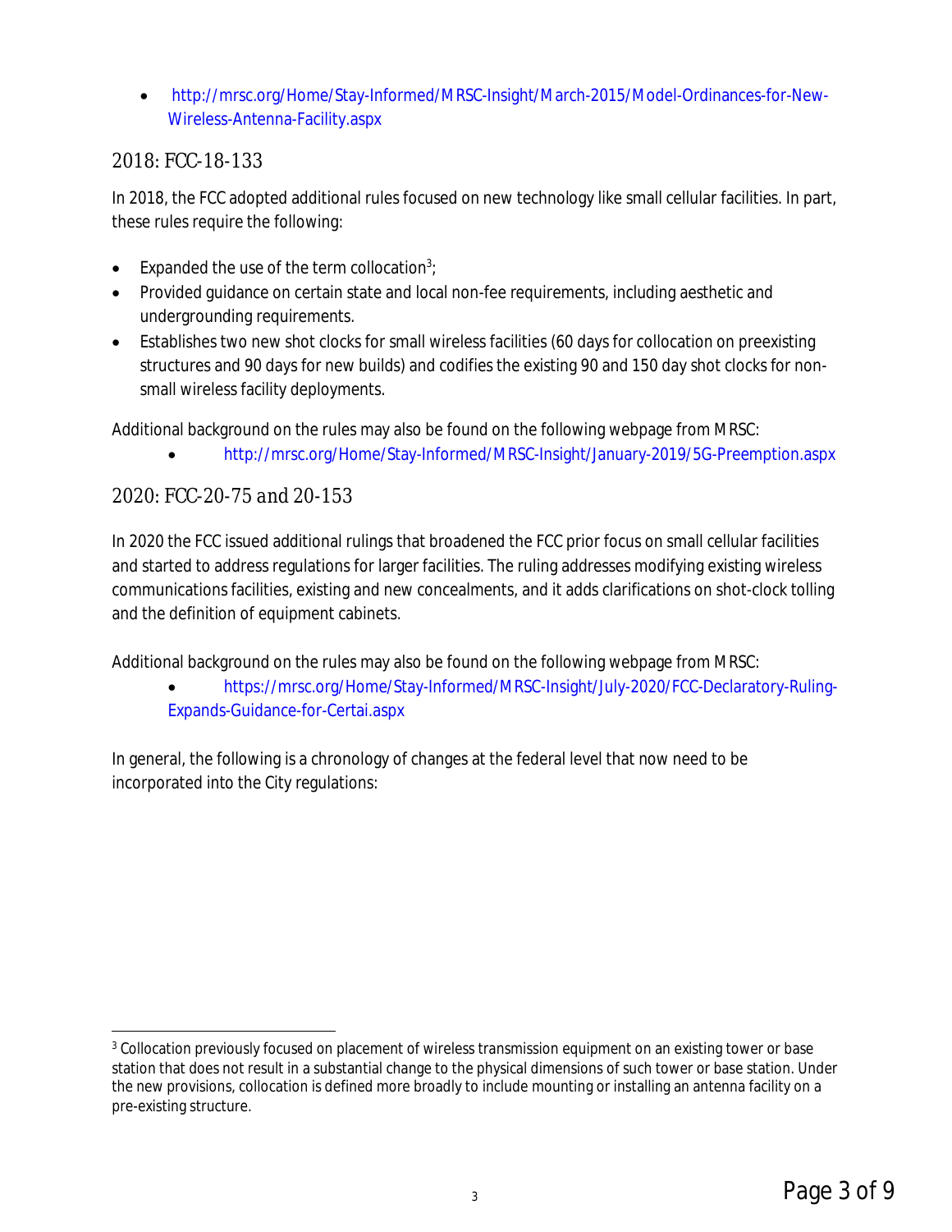- http://mrsc.org/Home/Stay-Informed/MRSC-Insight/March-2015/Model-Ordinances-for-New-Wireless-Antenna-Facility.aspx

## 2018: FCC-18-133

In 2018, the FCC adopted additional rules focused on new technology like small cellular facilities. In part, these rules require the following:

- Expanded the use of the term collocation[3];
- Provided guidance on certain state and local non-fee requirements, including aesthetic and undergrounding requirements.
- Establishes two new shot clocks for small wireless facilities (60 days for collocation on preexisting structures and 90 days for new builds) and codifies the existing 90 and 150 day shot clocks for non-small wireless facility deployments.

Additional background on the rules may also be found on the following webpage from MRSC:

- http://mrsc.org/Home/Stay-Informed/MRSC-Insight/January-2019/5G-Preemption.aspx

## 2020: FCC-20-75 and 20-153

In 2020 the FCC issued additional rulings that broadened the FCC prior focus on small cellular facilities and started to address regulations for larger facilities. The ruling addresses modifying existing wireless communications facilities, existing and new concealments, and it adds clarifications on shot-clock tolling and the definition of equipment cabinets.

Additional background on the rules may also be found on the following webpage from MRSC:

- https://mrsc.org/Home/Stay-Informed/MRSC-Insight/July-2020/FCC-Declaratory-Ruling-Expands-Guidance-for-Certai.aspx

In general, the following is a chronology of changes at the federal level that now need to be incorporated into the City regulations:

---

[3] Collocation previously focused on placement of wireless transmission equipment on an existing tower or base station that does not result in a substantial change to the physical dimensions of such tower or base station. Under the new provisions, collocation is defined more broadly to include mounting or installing an antenna facility on a pre-existing structure.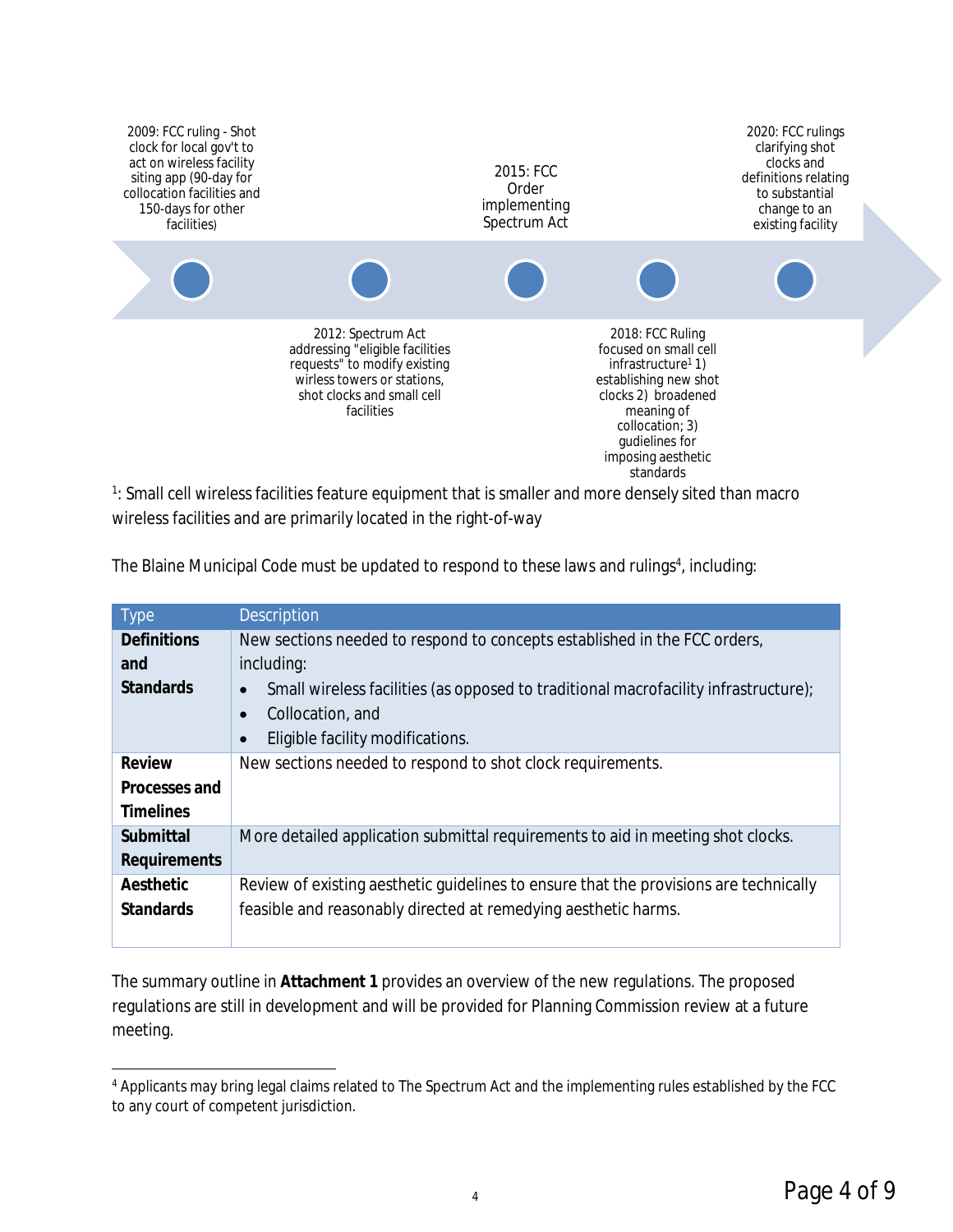2009: FCC ruling - Shot clock for local gov't to act on wireless facility siting app (90-day for collocation facilities and 150-days for other facilities)

2012: Spectrum Act addressing "eligible facilities requests" to modify existing wirless towers or stations, shot clocks and small cell facilities

2015: FCC Order implementing Spectrum Act

2018: FCC Ruling focused on small cell infrastructure[1] 1) establishing new shot clocks 2) broadened meaning of collocation; 3) gudielines for imposing aesthetic standards

2020: FCC rulings clarifying shot clocks and definitions relating to substantial change to an existing facility

[1]: Small cell wireless facilities feature equipment that is smaller and more densely sited than macro wireless facilities and are primarily located in the right-of-way

The Blaine Municipal Code must be updated to respond to these laws and rulings[4], including:

| Type | Description |
|---|---|
| **Definitions and Standards** | New sections needed to respond to concepts established in the FCC orders, including:<br>• Small wireless facilities (as opposed to traditional macrofacility infrastructure);<br>• Collocation, and<br>• Eligible facility modifications. |
| **Review Processes and Timelines** | New sections needed to respond to shot clock requirements. |
| **Submittal Requirements** | More detailed application submittal requirements to aid in meeting shot clocks. |
| **Aesthetic Standards** | Review of existing aesthetic guidelines to ensure that the provisions are technically feasible and reasonably directed at remedying aesthetic harms. |

The summary outline in **Attachment 1** provides an overview of the new regulations. The proposed regulations are still in development and will be provided for Planning Commission review at a future meeting.

[4] Applicants may bring legal claims related to The Spectrum Act and the implementing rules established by the FCC to any court of competent jurisdiction.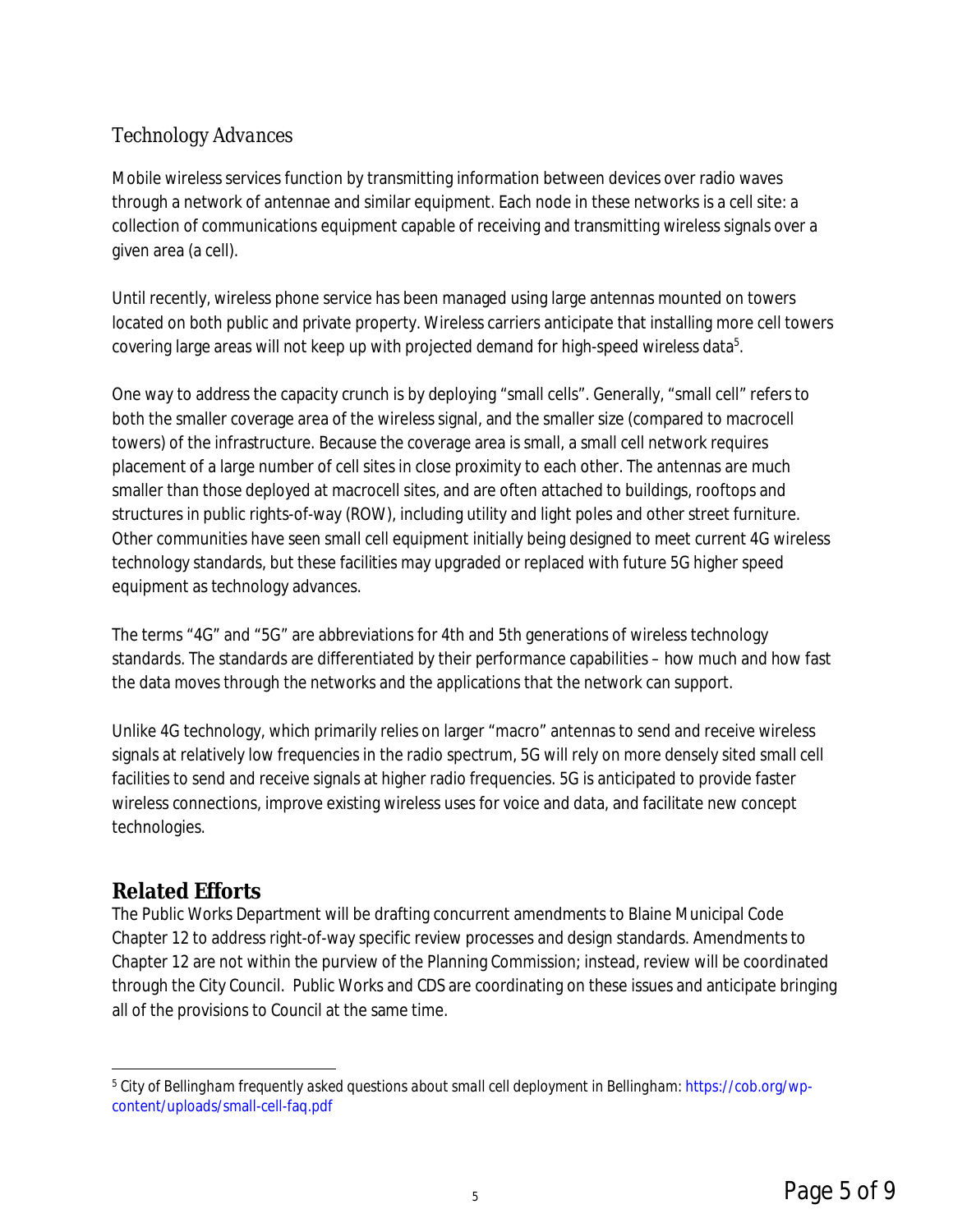### *Technology Advances*

Mobile wireless services function by transmitting information between devices over radio waves through a network of antennae and similar equipment. Each node in these networks is a cell site: a collection of communications equipment capable of receiving and transmitting wireless signals over a given area (a cell).

Until recently, wireless phone service has been managed using large antennas mounted on towers located on both public and private property. Wireless carriers anticipate that installing more cell towers covering large areas will not keep up with projected demand for high-speed wireless data[5].

One way to address the capacity crunch is by deploying "small cells". Generally, "small cell" refers to both the smaller coverage area of the wireless signal, and the smaller size (compared to macrocell towers) of the infrastructure. Because the coverage area is small, a small cell network requires placement of a large number of cell sites in close proximity to each other. The antennas are much smaller than those deployed at macrocell sites, and are often attached to buildings, rooftops and structures in public rights-of-way (ROW), including utility and light poles and other street furniture. Other communities have seen small cell equipment initially being designed to meet current 4G wireless technology standards, but these facilities may upgraded or replaced with future 5G higher speed equipment as technology advances.

The terms "4G" and "5G" are abbreviations for 4th and 5th generations of wireless technology standards. The standards are differentiated by their performance capabilities – how much and how fast the data moves through the networks and the applications that the network can support.

Unlike 4G technology, which primarily relies on larger "macro" antennas to send and receive wireless signals at relatively low frequencies in the radio spectrum, 5G will rely on more densely sited small cell facilities to send and receive signals at higher radio frequencies. 5G is anticipated to provide faster wireless connections, improve existing wireless uses for voice and data, and facilitate new concept technologies.

## Related Efforts

The Public Works Department will be drafting concurrent amendments to Blaine Municipal Code Chapter 12 to address right-of-way specific review processes and design standards. Amendments to Chapter 12 are not within the purview of the Planning Commission; instead, review will be coordinated through the City Council. Public Works and CDS are coordinating on these issues and anticipate bringing all of the provisions to Council at the same time.

---

[5] *City of Bellingham frequently asked questions about small cell deployment in Bellingham:* https://cob.org/wp-content/uploads/small-cell-faq.pdf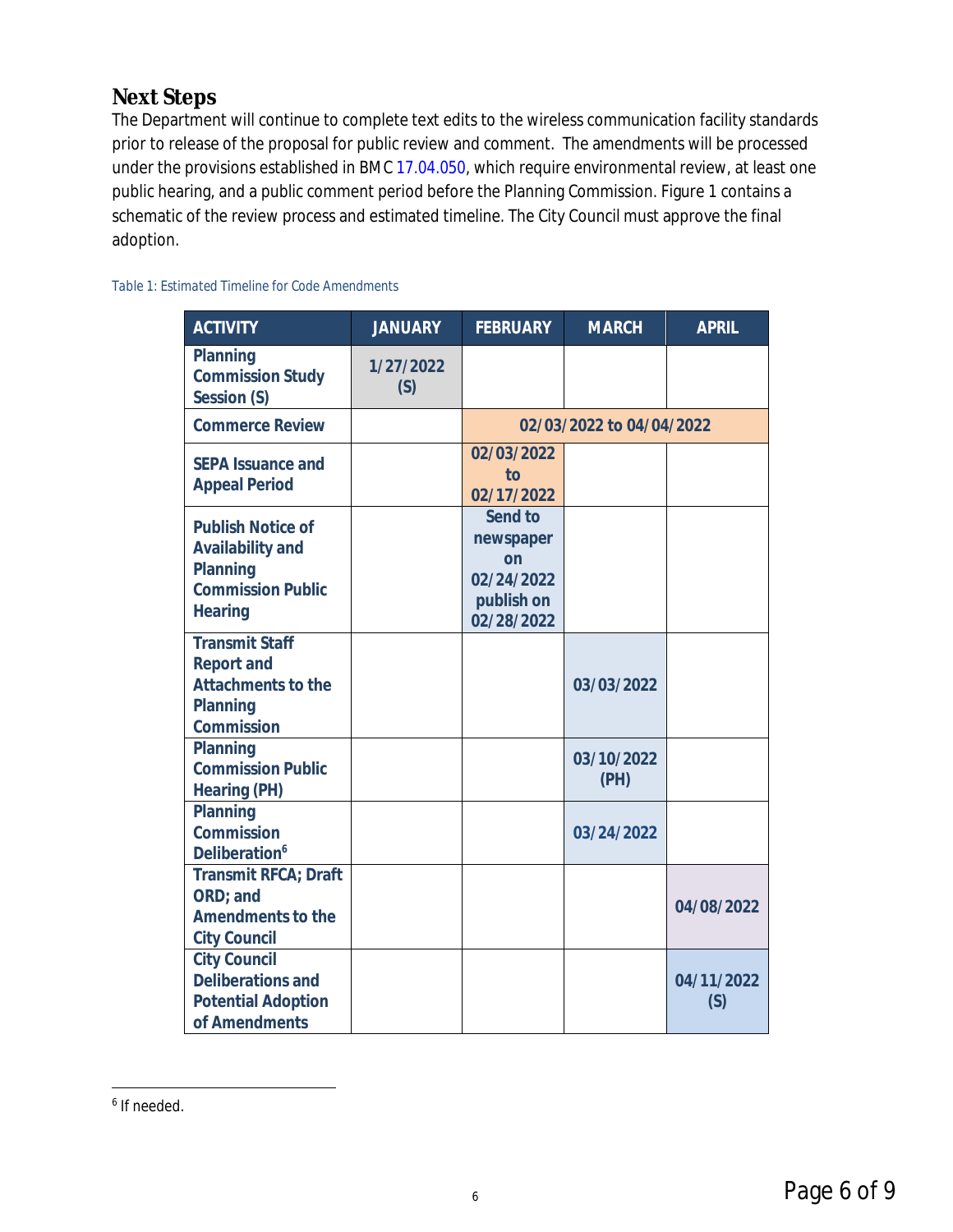## Next Steps

The Department will continue to complete text edits to the wireless communication facility standards prior to release of the proposal for public review and comment. The amendments will be processed under the provisions established in BMC 17.04.050, which require environmental review, at least one public hearing, and a public comment period before the Planning Commission. Figure 1 contains a schematic of the review process and estimated timeline. The City Council must approve the final adoption.

*Table 1: Estimated Timeline for Code Amendments*

| ACTIVITY | JANUARY | FEBRUARY | MARCH | APRIL |
|---|---|---|---|---|
| Planning Commission Study Session (S) | 1/27/2022 (S) | | | |
| Commerce Review | | 02/03/2022 to 04/04/2022 | | |
| SEPA Issuance and Appeal Period | | 02/03/2022 to 02/17/2022 | | |
| Publish Notice of Availability and Planning Commission Public Hearing | | Send to newspaper on 02/24/2022 publish on 02/28/2022 | | |
| Transmit Staff Report and Attachments to the Planning Commission | | | 03/03/2022 | |
| Planning Commission Public Hearing (PH) | | | 03/10/2022 (PH) | |
| Planning Commission Deliberation[6] | | | 03/24/2022 | |
| Transmit RFCA; Draft ORD; and Amendments to the City Council | | | | 04/08/2022 |
| City Council Deliberations and Potential Adoption of Amendments | | | | 04/11/2022 (S) |

[6] If needed.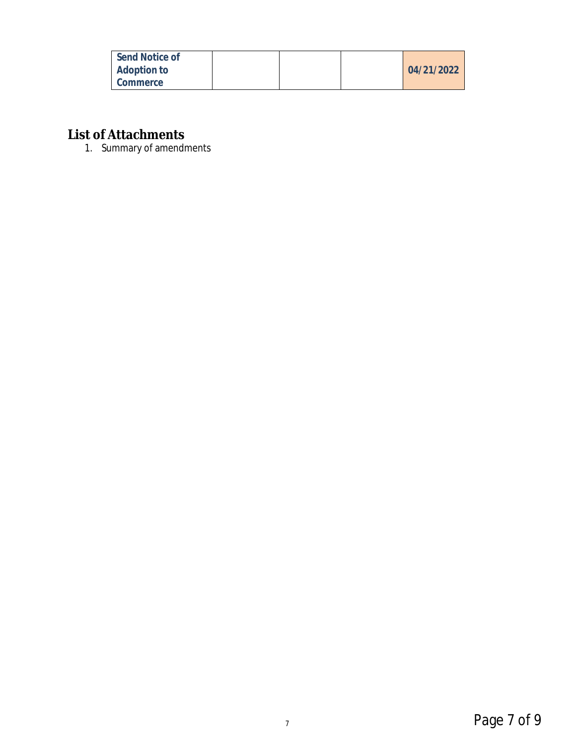| Send Notice of Adoption to Commerce | | | | 04/21/2022 |
|---|---|---|---|---|

## List of Attachments

1. Summary of amendments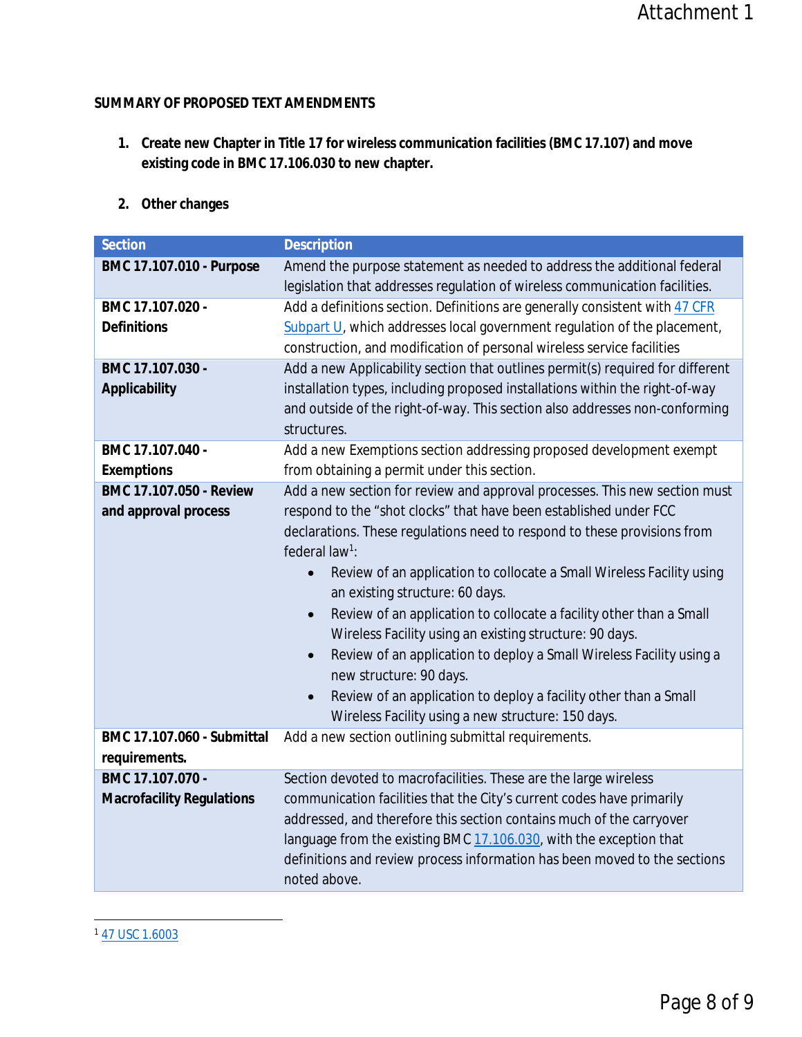**SUMMARY OF PROPOSED TEXT AMENDMENTS**

1. **Create new Chapter in Title 17 for wireless communication facilities (BMC 17.107) and move existing code in BMC 17.106.030 to new chapter.**

2. **Other changes**

| Section | Description |
|---|---|
| **BMC 17.107.010 - Purpose** | Amend the purpose statement as needed to address the additional federal legislation that addresses regulation of wireless communication facilities. |
| **BMC 17.107.020 - Definitions** | Add a definitions section. Definitions are generally consistent with 47 CFR Subpart U, which addresses local government regulation of the placement, construction, and modification of personal wireless service facilities |
| **BMC 17.107.030 - Applicability** | Add a new Applicability section that outlines permit(s) required for different installation types, including proposed installations within the right-of-way and outside of the right-of-way. This section also addresses non-conforming structures. |
| **BMC 17.107.040 - Exemptions** | Add a new Exemptions section addressing proposed development exempt from obtaining a permit under this section. |
| **BMC 17.107.050 - Review and approval process** | Add a new section for review and approval processes. This new section must respond to the "shot clocks" that have been established under FCC declarations. These regulations need to respond to these provisions from federal law[1]: <br>• Review of an application to collocate a Small Wireless Facility using an existing structure: 60 days. <br>• Review of an application to collocate a facility other than a Small Wireless Facility using an existing structure: 90 days. <br>• Review of an application to deploy a Small Wireless Facility using a new structure: 90 days. <br>• Review of an application to deploy a facility other than a Small Wireless Facility using a new structure: 150 days. |
| **BMC 17.107.060 - Submittal requirements.** | Add a new section outlining submittal requirements. |
| **BMC 17.107.070 - Macrofacility Regulations** | Section devoted to macrofacilities. These are the large wireless communication facilities that the City's current codes have primarily addressed, and therefore this section contains much of the carryover language from the existing BMC 17.106.030, with the exception that definitions and review process information has been moved to the sections noted above. |

[1] 47 USC 1.6003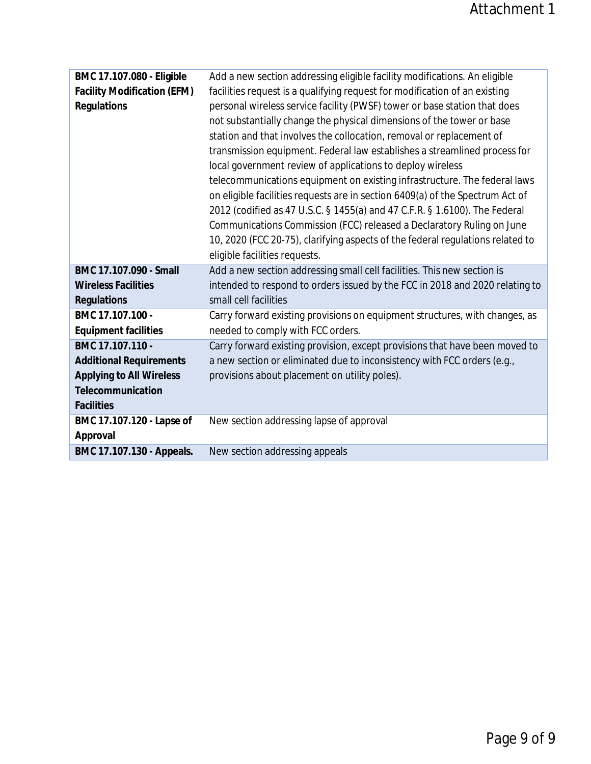Attachment 1

| | |
|---|---|
| **BMC 17.107.080 - Eligible Facility Modification (EFM) Regulations** | Add a new section addressing eligible facility modifications. An eligible facilities request is a qualifying request for modification of an existing personal wireless service facility (PWSF) tower or base station that does not substantially change the physical dimensions of the tower or base station and that involves the collocation, removal or replacement of transmission equipment. Federal law establishes a streamlined process for local government review of applications to deploy wireless telecommunications equipment on existing infrastructure. The federal laws on eligible facilities requests are in section 6409(a) of the Spectrum Act of 2012 (codified as 47 U.S.C. § 1455(a) and 47 C.F.R. § 1.6100). The Federal Communications Commission (FCC) released a Declaratory Ruling on June 10, 2020 (FCC 20-75), clarifying aspects of the federal regulations related to eligible facilities requests. |
| **BMC 17.107.090 - Small Wireless Facilities Regulations** | Add a new section addressing small cell facilities. This new section is intended to respond to orders issued by the FCC in 2018 and 2020 relating to small cell facilities |
| **BMC 17.107.100 - Equipment facilities** | Carry forward existing provisions on equipment structures, with changes, as needed to comply with FCC orders. |
| **BMC 17.107.110 - Additional Requirements Applying to All Wireless Telecommunication Facilities** | Carry forward existing provision, except provisions that have been moved to a new section or eliminated due to inconsistency with FCC orders (e.g., provisions about placement on utility poles). |
| **BMC 17.107.120 - Lapse of Approval** | New section addressing lapse of approval |
| **BMC 17.107.130 - Appeals.** | New section addressing appeals |